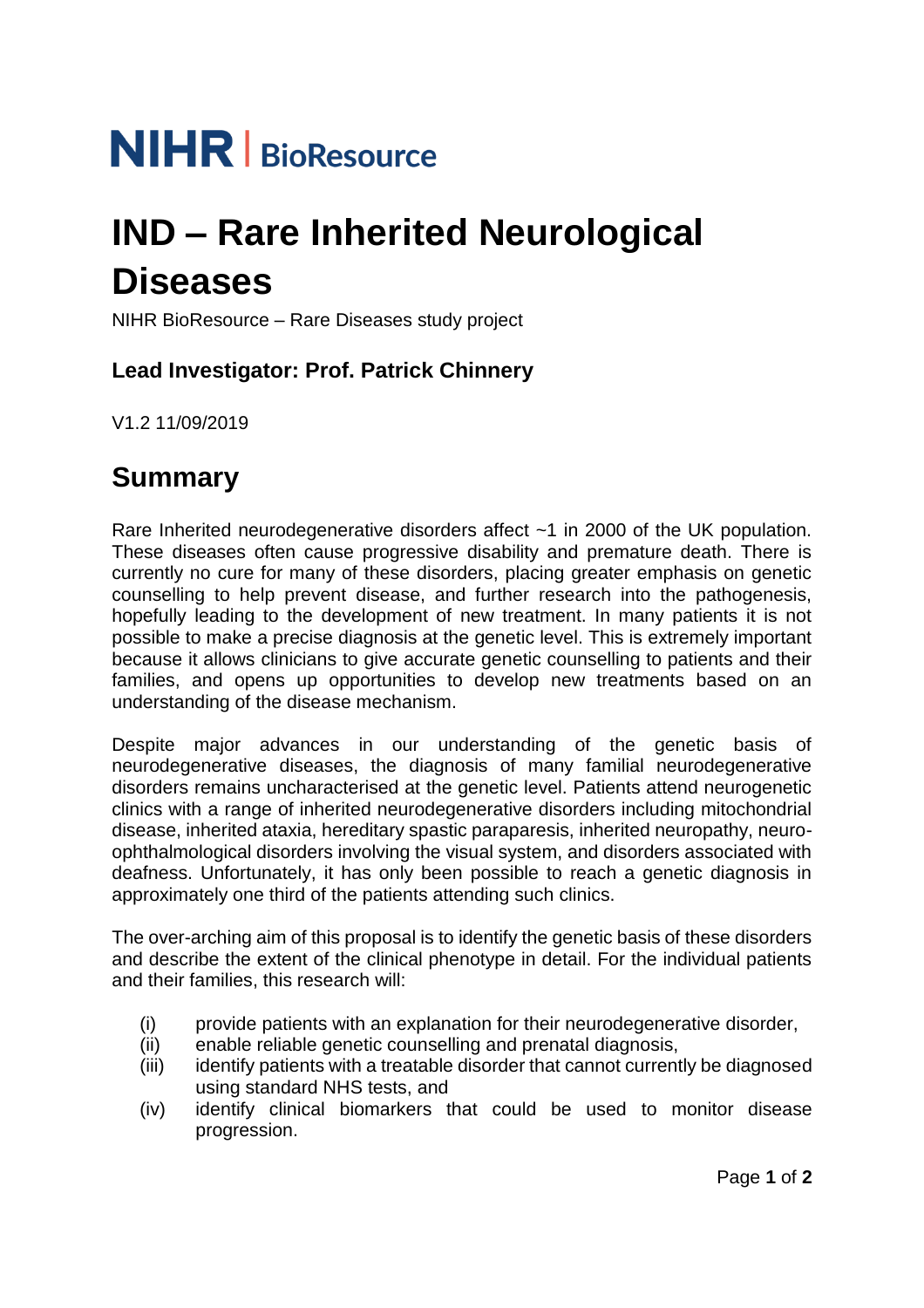NIHR | BioResource

# IND – Rare Inherited Neurological Diseases

NIHR BioResource – Rare Diseases study project

### Lead Investigator: Prof. Patrick Chinnery

V1.2 11/09/2019

## Summary

Rare Inherited neurodegenerative disorders affect ~1 in 2000 of the UK population. These diseases often cause progressive disability and premature death. There is currently no cure for many of these disorders, placing greater emphasis on genetic counselling to help prevent disease, and further research into the pathogenesis, hopefully leading to the development of new treatment. In many patients it is not possible to make a precise diagnosis at the genetic level. This is extremely important because it allows clinicians to give accurate genetic counselling to patients and their families, and opens up opportunities to develop new treatments based on an understanding of the disease mechanism.

Despite major advances in our understanding of the genetic basis of neurodegenerative diseases, the diagnosis of many familial neurodegenerative disorders remains uncharacterised at the genetic level. Patients attend neurogenetic clinics with a range of inherited neurodegenerative disorders including mitochondrial disease, inherited ataxia, hereditary spastic paraparesis, inherited neuropathy, neuro-ophthalmological disorders involving the visual system, and disorders associated with deafness. Unfortunately, it has only been possible to reach a genetic diagnosis in approximately one third of the patients attending such clinics.

The over-arching aim of this proposal is to identify the genetic basis of these disorders and describe the extent of the clinical phenotype in detail. For the individual patients and their families, this research will:

(i) provide patients with an explanation for their neurodegenerative disorder,
(ii) enable reliable genetic counselling and prenatal diagnosis,
(iii) identify patients with a treatable disorder that cannot currently be diagnosed using standard NHS tests, and
(iv) identify clinical biomarkers that could be used to monitor disease progression.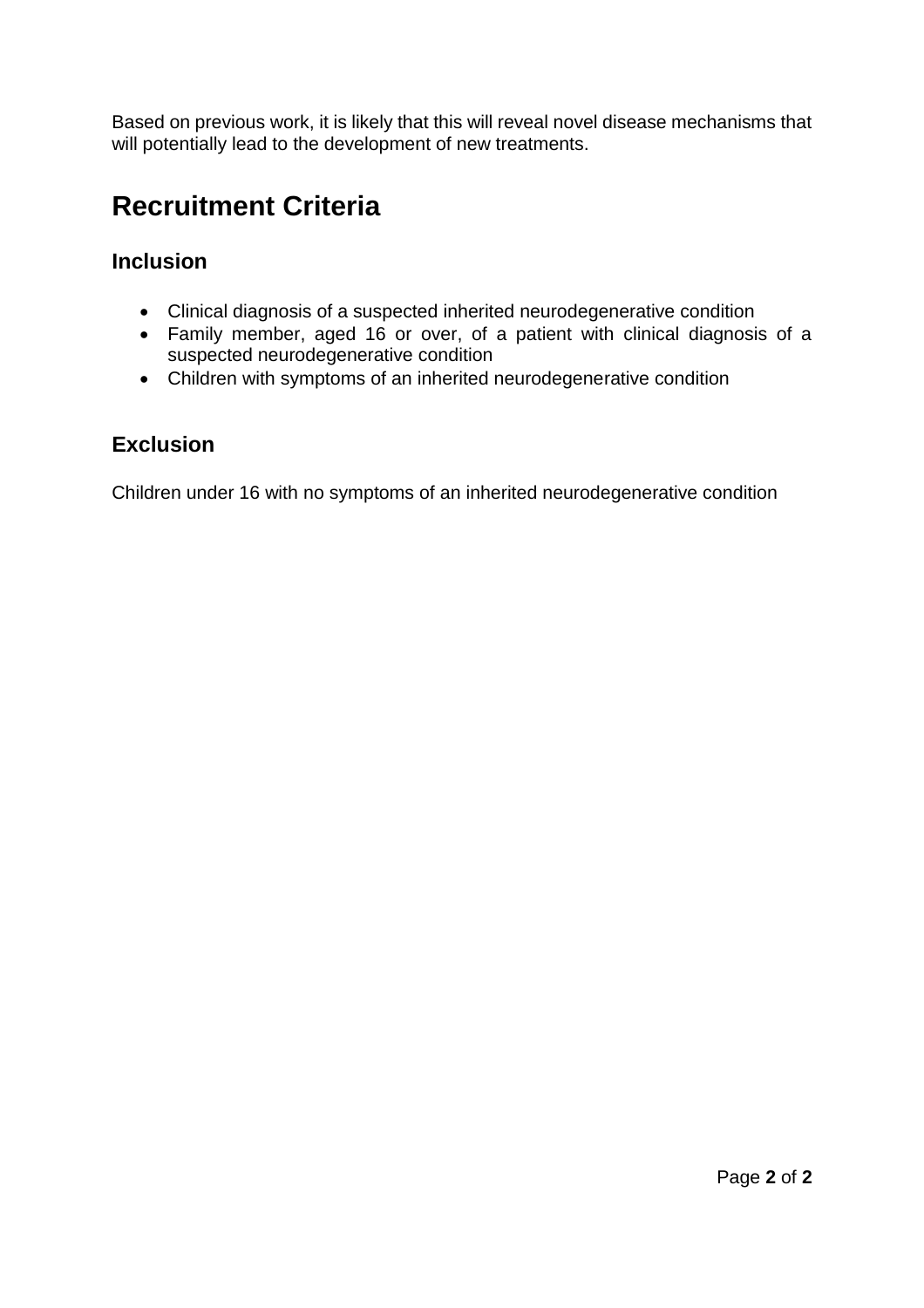Based on previous work, it is likely that this will reveal novel disease mechanisms that will potentially lead to the development of new treatments.

# Recruitment Criteria

## Inclusion

- Clinical diagnosis of a suspected inherited neurodegenerative condition
- Family member, aged 16 or over, of a patient with clinical diagnosis of a suspected neurodegenerative condition
- Children with symptoms of an inherited neurodegenerative condition

## Exclusion

Children under 16 with no symptoms of an inherited neurodegenerative condition